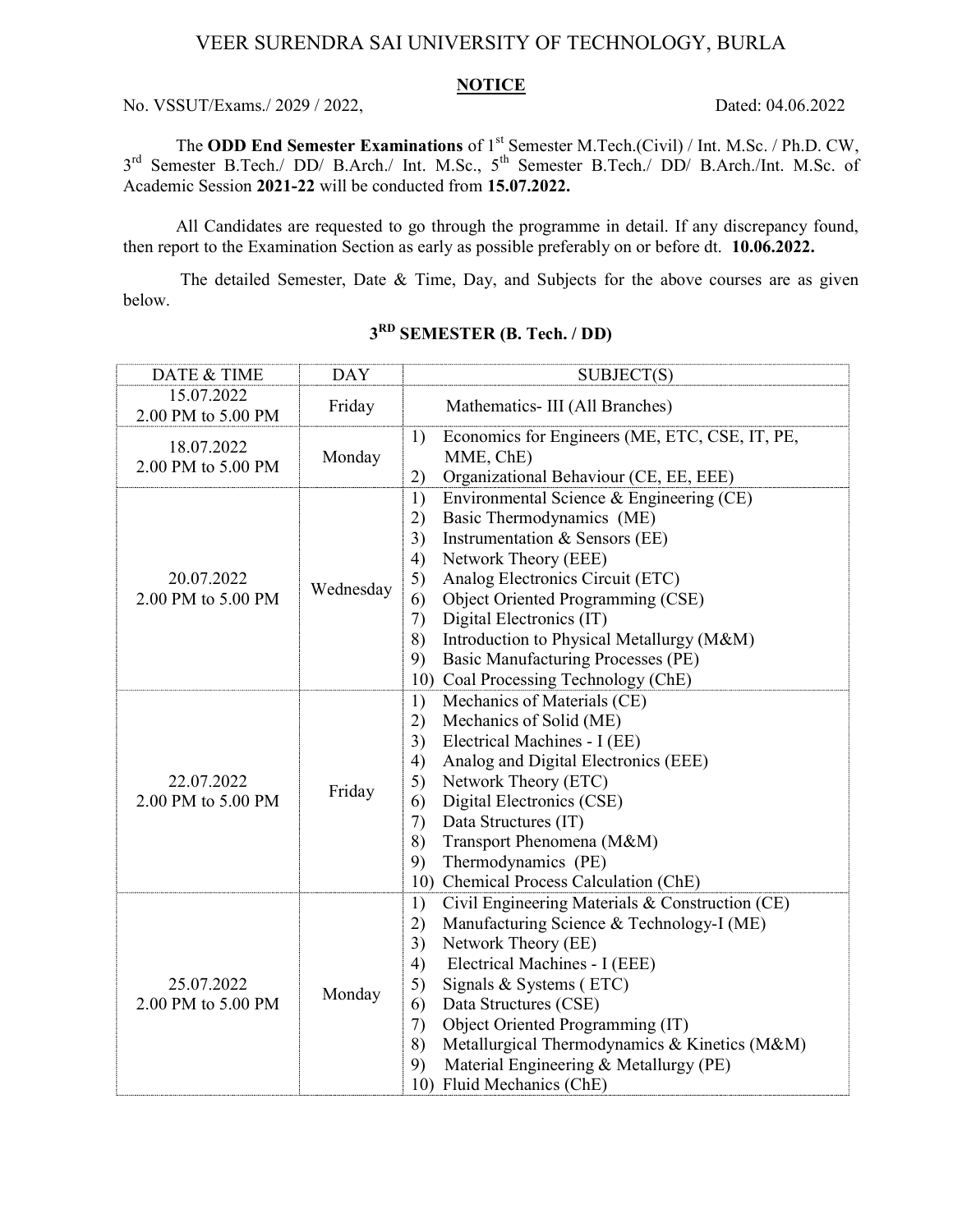# VEER SURENDRA SAI UNIVERSITY OF TECHNOLOGY, BURLA

## NOTICE

No. VSSUT/Exams./ 2029 / 2022, Dated: 04.06.2022

The **ODD End Semester Examinations** of 1st Semester M.Tech.(Civil) / Int. M.Sc. / Ph.D. CW, 3rd Semester B.Tech./ DD/ B.Arch./ Int. M.Sc., 5th Semester B.Tech./ DD/ B.Arch./Int. M.Sc. of Academic Session **2021-22** will be conducted from **15.07.2022.**

All Candidates are requested to go through the programme in detail. If any discrepancy found, then report to the Examination Section as early as possible preferably on or before dt. **10.06.2022.**

The detailed Semester, Date & Time, Day, and Subjects for the above courses are as given below.

### 3RD SEMESTER (B. Tech. / DD)

| DATE & TIME | DAY | SUBJECT(S) |
|---|---|---|
| 15.07.2022<br>2.00 PM to 5.00 PM | Friday | Mathematics- III (All Branches) |
| 18.07.2022<br>2.00 PM to 5.00 PM | Monday | 1) Economics for Engineers (ME, ETC, CSE, IT, PE, MME, ChE)<br>2) Organizational Behaviour (CE, EE, EEE) |
| 20.07.2022<br>2.00 PM to 5.00 PM | Wednesday | 1) Environmental Science & Engineering (CE)<br>2) Basic Thermodynamics (ME)<br>3) Instrumentation & Sensors (EE)<br>4) Network Theory (EEE)<br>5) Analog Electronics Circuit (ETC)<br>6) Object Oriented Programming (CSE)<br>7) Digital Electronics (IT)<br>8) Introduction to Physical Metallurgy (M&M)<br>9) Basic Manufacturing Processes (PE)<br>10) Coal Processing Technology (ChE) |
| 22.07.2022<br>2.00 PM to 5.00 PM | Friday | 1) Mechanics of Materials (CE)<br>2) Mechanics of Solid (ME)<br>3) Electrical Machines - I (EE)<br>4) Analog and Digital Electronics (EEE)<br>5) Network Theory (ETC)<br>6) Digital Electronics (CSE)<br>7) Data Structures (IT)<br>8) Transport Phenomena (M&M)<br>9) Thermodynamics (PE)<br>10) Chemical Process Calculation (ChE) |
| 25.07.2022<br>2.00 PM to 5.00 PM | Monday | 1) Civil Engineering Materials & Construction (CE)<br>2) Manufacturing Science & Technology-I (ME)<br>3) Network Theory (EE)<br>4) Electrical Machines - I (EEE)<br>5) Signals & Systems ( ETC)<br>6) Data Structures (CSE)<br>7) Object Oriented Programming (IT)<br>8) Metallurgical Thermodynamics & Kinetics (M&M)<br>9) Material Engineering & Metallurgy (PE)<br>10) Fluid Mechanics (ChE) |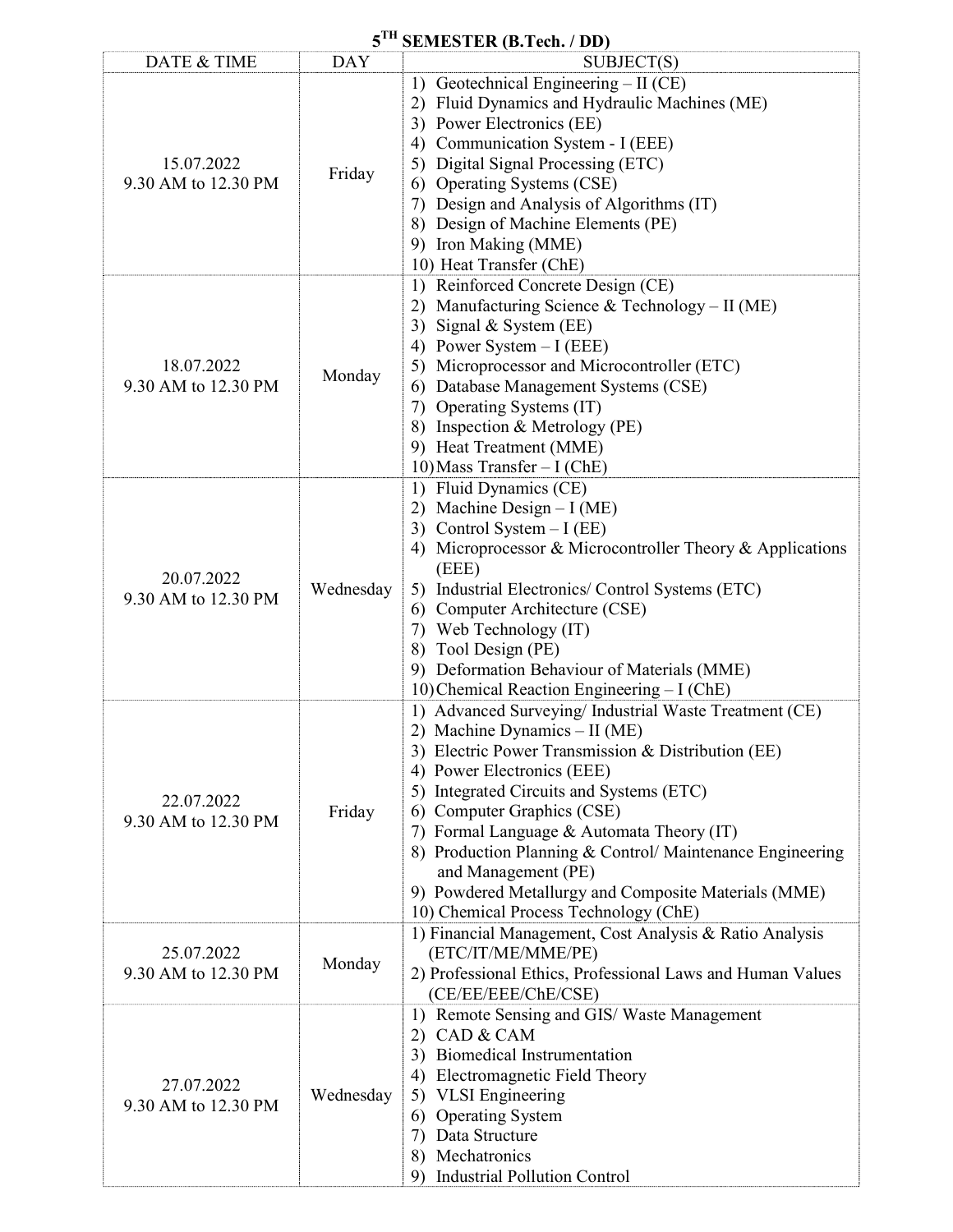## 5$^{TH}$ SEMESTER (B.Tech. / DD)

| DATE & TIME | DAY | SUBJECT(S) |
|---|---|---|
| 15.07.2022<br>9.30 AM to 12.30 PM | Friday | 1) Geotechnical Engineering – II (CE)<br>2) Fluid Dynamics and Hydraulic Machines (ME)<br>3) Power Electronics (EE)<br>4) Communication System - I (EEE)<br>5) Digital Signal Processing (ETC)<br>6) Operating Systems (CSE)<br>7) Design and Analysis of Algorithms (IT)<br>8) Design of Machine Elements (PE)<br>9) Iron Making (MME)<br>10) Heat Transfer (ChE) |
| 18.07.2022<br>9.30 AM to 12.30 PM | Monday | 1) Reinforced Concrete Design (CE)<br>2) Manufacturing Science & Technology – II (ME)<br>3) Signal & System (EE)<br>4) Power System – I (EEE)<br>5) Microprocessor and Microcontroller (ETC)<br>6) Database Management Systems (CSE)<br>7) Operating Systems (IT)<br>8) Inspection & Metrology (PE)<br>9) Heat Treatment (MME)<br>10) Mass Transfer – I (ChE) |
| 20.07.2022<br>9.30 AM to 12.30 PM | Wednesday | 1) Fluid Dynamics (CE)<br>2) Machine Design – I (ME)<br>3) Control System – I (EE)<br>4) Microprocessor & Microcontroller Theory & Applications (EEE)<br>5) Industrial Electronics/ Control Systems (ETC)<br>6) Computer Architecture (CSE)<br>7) Web Technology (IT)<br>8) Tool Design (PE)<br>9) Deformation Behaviour of Materials (MME)<br>10) Chemical Reaction Engineering – I (ChE) |
| 22.07.2022<br>9.30 AM to 12.30 PM | Friday | 1) Advanced Surveying/ Industrial Waste Treatment (CE)<br>2) Machine Dynamics – II (ME)<br>3) Electric Power Transmission & Distribution (EE)<br>4) Power Electronics (EEE)<br>5) Integrated Circuits and Systems (ETC)<br>6) Computer Graphics (CSE)<br>7) Formal Language & Automata Theory (IT)<br>8) Production Planning & Control/ Maintenance Engineering and Management (PE)<br>9) Powdered Metallurgy and Composite Materials (MME)<br>10) Chemical Process Technology (ChE) |
| 25.07.2022<br>9.30 AM to 12.30 PM | Monday | 1) Financial Management, Cost Analysis & Ratio Analysis (ETC/IT/ME/MME/PE)<br>2) Professional Ethics, Professional Laws and Human Values (CE/EE/EEE/ChE/CSE) |
| 27.07.2022<br>9.30 AM to 12.30 PM | Wednesday | 1) Remote Sensing and GIS/ Waste Management<br>2) CAD & CAM<br>3) Biomedical Instrumentation<br>4) Electromagnetic Field Theory<br>5) VLSI Engineering<br>6) Operating System<br>7) Data Structure<br>8) Mechatronics<br>9) Industrial Pollution Control |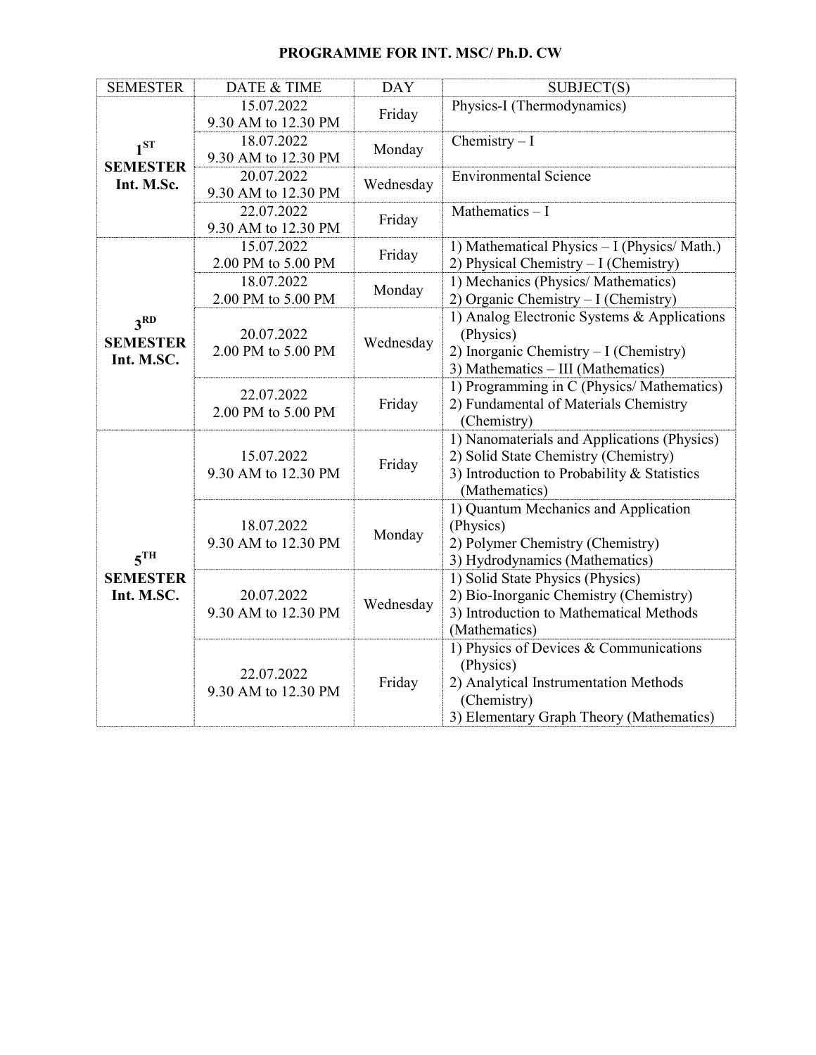# PROGRAMME FOR INT. MSC/ Ph.D. CW

| SEMESTER | DATE & TIME | DAY | SUBJECT(S) |
|---|---|---|---|
| **1ST SEMESTER Int. M.Sc.** | 15.07.2022 9.30 AM to 12.30 PM | Friday | Physics-I (Thermodynamics) |
| | 18.07.2022 9.30 AM to 12.30 PM | Monday | Chemistry – I |
| | 20.07.2022 9.30 AM to 12.30 PM | Wednesday | Environmental Science |
| | 22.07.2022 9.30 AM to 12.30 PM | Friday | Mathematics – I |
| **3RD SEMESTER Int. M.SC.** | 15.07.2022 2.00 PM to 5.00 PM | Friday | 1) Mathematical Physics – I (Physics/ Math.) 2) Physical Chemistry – I (Chemistry) |
| | 18.07.2022 2.00 PM to 5.00 PM | Monday | 1) Mechanics (Physics/ Mathematics) 2) Organic Chemistry – I (Chemistry) |
| | 20.07.2022 2.00 PM to 5.00 PM | Wednesday | 1) Analog Electronic Systems & Applications (Physics) 2) Inorganic Chemistry – I (Chemistry) 3) Mathematics – III (Mathematics) |
| | 22.07.2022 2.00 PM to 5.00 PM | Friday | 1) Programming in C (Physics/ Mathematics) 2) Fundamental of Materials Chemistry (Chemistry) |
| **5TH SEMESTER Int. M.SC.** | 15.07.2022 9.30 AM to 12.30 PM | Friday | 1) Nanomaterials and Applications (Physics) 2) Solid State Chemistry (Chemistry) 3) Introduction to Probability & Statistics (Mathematics) |
| | 18.07.2022 9.30 AM to 12.30 PM | Monday | 1) Quantum Mechanics and Application (Physics) 2) Polymer Chemistry (Chemistry) 3) Hydrodynamics (Mathematics) |
| | 20.07.2022 9.30 AM to 12.30 PM | Wednesday | 1) Solid State Physics (Physics) 2) Bio-Inorganic Chemistry (Chemistry) 3) Introduction to Mathematical Methods (Mathematics) |
| | 22.07.2022 9.30 AM to 12.30 PM | Friday | 1) Physics of Devices & Communications (Physics) 2) Analytical Instrumentation Methods (Chemistry) 3) Elementary Graph Theory (Mathematics) |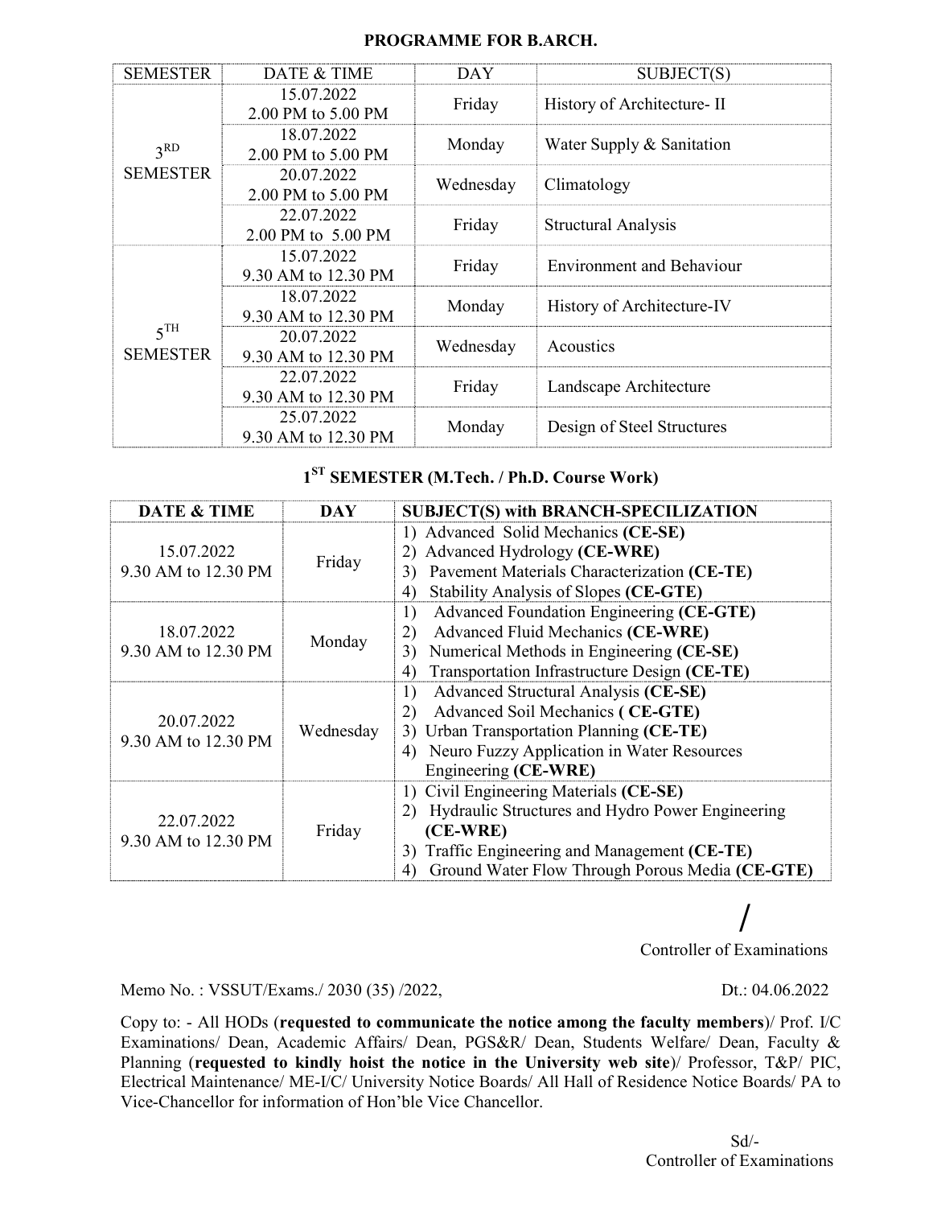## PROGRAMME FOR B.ARCH.

| SEMESTER | DATE & TIME | DAY | SUBJECT(S) |
|---|---|---|---|
| 3RD SEMESTER | 15.07.2022 2.00 PM to 5.00 PM | Friday | History of Architecture- II |
| | 18.07.2022 2.00 PM to 5.00 PM | Monday | Water Supply & Sanitation |
| | 20.07.2022 2.00 PM to 5.00 PM | Wednesday | Climatology |
| | 22.07.2022 2.00 PM to 5.00 PM | Friday | Structural Analysis |
| 5TH SEMESTER | 15.07.2022 9.30 AM to 12.30 PM | Friday | Environment and Behaviour |
| | 18.07.2022 9.30 AM to 12.30 PM | Monday | History of Architecture-IV |
| | 20.07.2022 9.30 AM to 12.30 PM | Wednesday | Acoustics |
| | 22.07.2022 9.30 AM to 12.30 PM | Friday | Landscape Architecture |
| | 25.07.2022 9.30 AM to 12.30 PM | Monday | Design of Steel Structures |

## 1ST SEMESTER (M.Tech. / Ph.D. Course Work)

| DATE & TIME | DAY | SUBJECT(S) with BRANCH-SPECILIZATION |
|---|---|---|
| 15.07.2022 9.30 AM to 12.30 PM | Friday | 1) Advanced Solid Mechanics **(CE-SE)** 2) Advanced Hydrology **(CE-WRE)** 3) Pavement Materials Characterization **(CE-TE)** 4) Stability Analysis of Slopes **(CE-GTE)** |
| 18.07.2022 9.30 AM to 12.30 PM | Monday | 1) Advanced Foundation Engineering **(CE-GTE)** 2) Advanced Fluid Mechanics **(CE-WRE)** 3) Numerical Methods in Engineering **(CE-SE)** 4) Transportation Infrastructure Design **(CE-TE)** |
| 20.07.2022 9.30 AM to 12.30 PM | Wednesday | 1) Advanced Structural Analysis **(CE-SE)** 2) Advanced Soil Mechanics **( CE-GTE)** 3) Urban Transportation Planning **(CE-TE)** 4) Neuro Fuzzy Application in Water Resources Engineering **(CE-WRE)** |
| 22.07.2022 9.30 AM to 12.30 PM | Friday | 1) Civil Engineering Materials **(CE-SE)** 2) Hydraulic Structures and Hydro Power Engineering **(CE-WRE)** 3) Traffic Engineering and Management **(CE-TE)** 4) Ground Water Flow Through Porous Media **(CE-GTE)** |

/

Controller of Examinations

Memo No. : VSSUT/Exams./ 2030 (35) /2022, Dt.: 04.06.2022

Copy to: - All HODs (**requested to communicate the notice among the faculty members**)/ Prof. I/C Examinations/ Dean, Academic Affairs/ Dean, PGS&R/ Dean, Students Welfare/ Dean, Faculty & Planning (**requested to kindly hoist the notice in the University web site**)/ Professor, T&P/ PIC, Electrical Maintenance/ ME-I/C/ University Notice Boards/ All Hall of Residence Notice Boards/ PA to Vice-Chancellor for information of Hon'ble Vice Chancellor.

Sd/-

Controller of Examinations